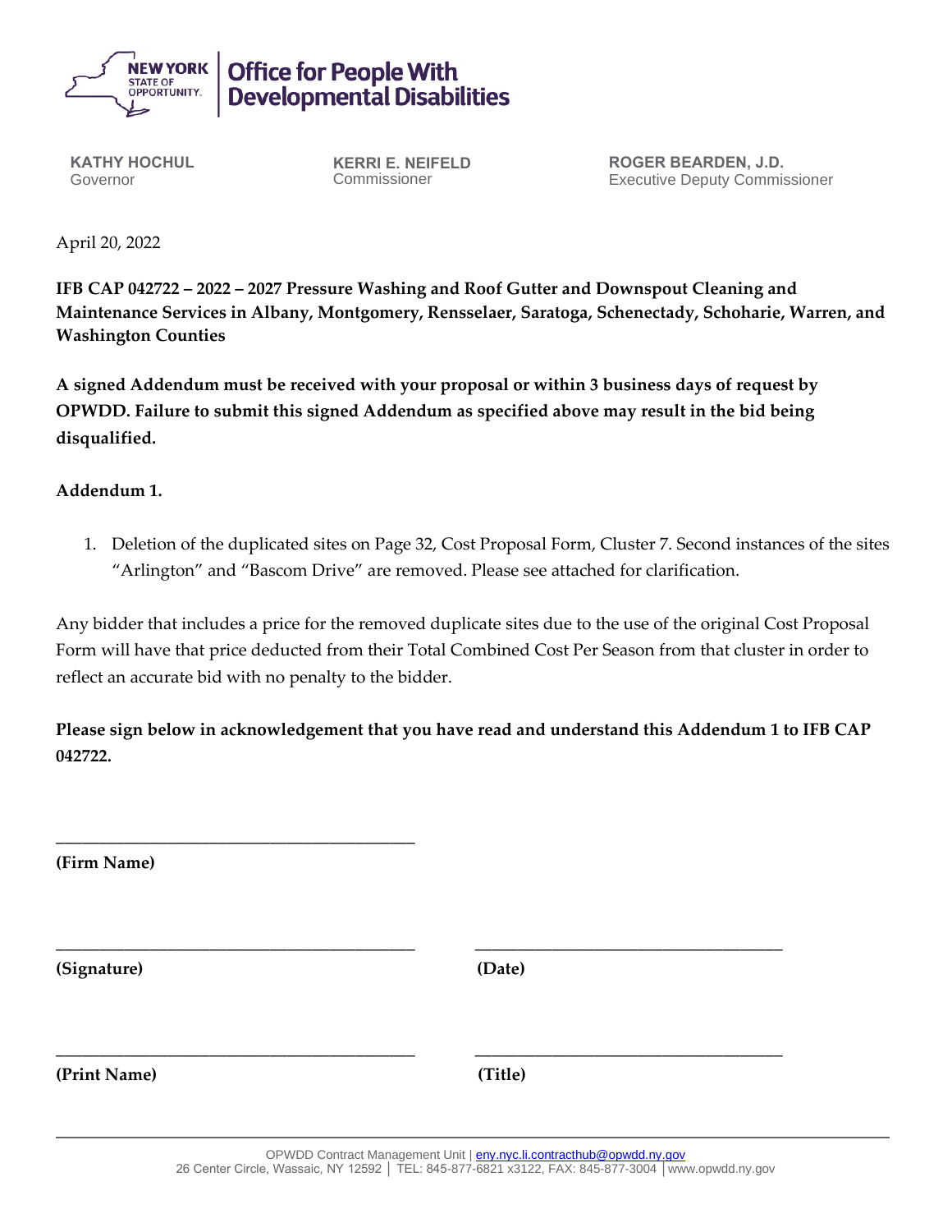NEW YORK STATE OF OPPORTUNITY. | Office for People With Developmental Disabilities

**KATHY HOCHUL**
Governor

**KERRI E. NEIFELD**
Commissioner

**ROGER BEARDEN, J.D.**
Executive Deputy Commissioner

April 20, 2022

**IFB CAP 042722 – 2022 – 2027 Pressure Washing and Roof Gutter and Downspout Cleaning and Maintenance Services in Albany, Montgomery, Rensselaer, Saratoga, Schenectady, Schoharie, Warren, and Washington Counties**

**A signed Addendum must be received with your proposal or within 3 business days of request by OPWDD. Failure to submit this signed Addendum as specified above may result in the bid being disqualified.**

**Addendum 1.**

1. Deletion of the duplicated sites on Page 32, Cost Proposal Form, Cluster 7. Second instances of the sites "Arlington" and "Bascom Drive" are removed. Please see attached for clarification.

Any bidder that includes a price for the removed duplicate sites due to the use of the original Cost Proposal Form will have that price deducted from their Total Combined Cost Per Season from that cluster in order to reflect an accurate bid with no penalty to the bidder.

**Please sign below in acknowledgement that you have read and understand this Addendum 1 to IFB CAP 042722.**

\_\_\_\_\_\_\_\_\_\_\_\_\_\_\_\_\_\_\_\_\_\_\_\_\_\_\_\_\_\_\_\_\_\_\_\_\_\_\_\_
**(Firm Name)**

\_\_\_\_\_\_\_\_\_\_\_\_\_\_\_\_\_\_\_\_\_\_\_\_\_\_\_\_\_\_\_\_\_\_\_\_\_\_\_\_ \_\_\_\_\_\_\_\_\_\_\_\_\_\_\_\_\_\_\_\_\_\_\_\_\_\_\_\_\_\_\_\_\_\_
**(Signature)** **(Date)**

\_\_\_\_\_\_\_\_\_\_\_\_\_\_\_\_\_\_\_\_\_\_\_\_\_\_\_\_\_\_\_\_\_\_\_\_\_\_\_\_ \_\_\_\_\_\_\_\_\_\_\_\_\_\_\_\_\_\_\_\_\_\_\_\_\_\_\_\_\_\_\_\_\_\_
**(Print Name)** **(Title)**

OPWDD Contract Management Unit | eny.nyc.li.contracthub@opwdd.ny.gov
26 Center Circle, Wassaic, NY 12592 │ TEL: 845-877-6821 x3122, FAX: 845-877-3004 │www.opwdd.ny.gov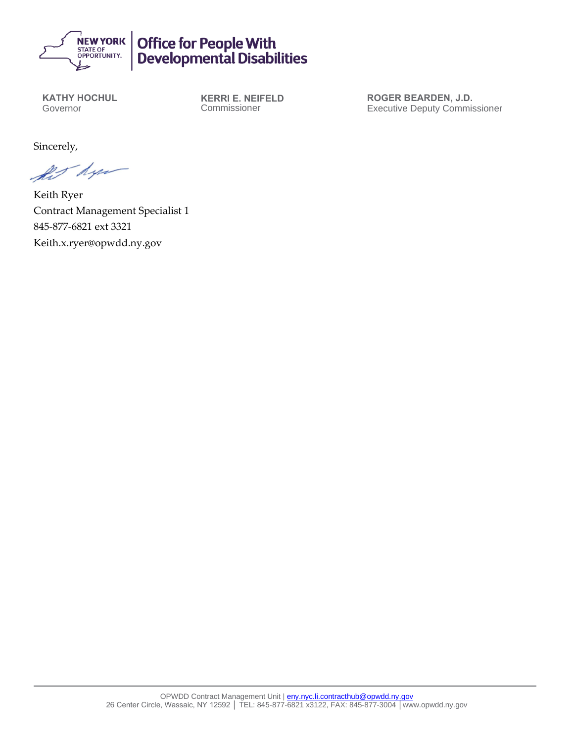**Office for People With Developmental Disabilities**

**KATHY HOCHUL**
Governor

**KERRI E. NEIFELD**
Commissioner

**ROGER BEARDEN, J.D.**
Executive Deputy Commissioner

Sincerely,

Keith Ryer
Contract Management Specialist 1
845-877-6821 ext 3321
Keith.x.ryer@opwdd.ny.gov

OPWDD Contract Management Unit | eny.nyc.li.contracthub@opwdd.ny.gov
26 Center Circle, Wassaic, NY 12592 │ TEL: 845-877-6821 x3122, FAX: 845-877-3004 │www.opwdd.ny.gov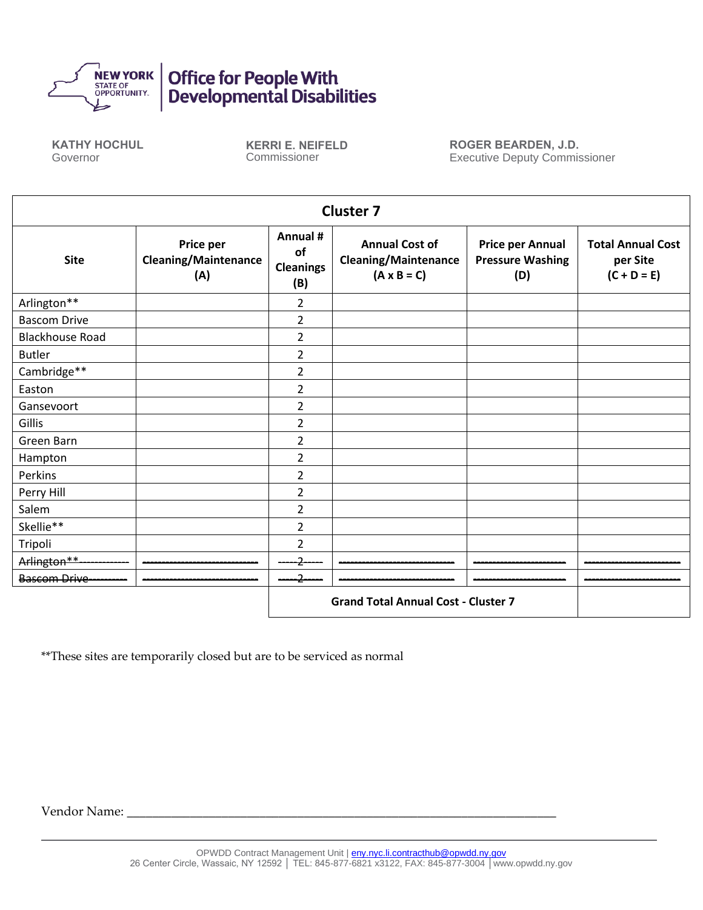KATHY HOCHUL
Governor

KERRI E. NEIFELD
Commissioner

ROGER BEARDEN, J.D.
Executive Deputy Commissioner

| Cluster 7 | | | | | |
|---|---|---|---|---|---|
| **Site** | **Price per Cleaning/Maintenance (A)** | **Annual # of Cleanings (B)** | **Annual Cost of Cleaning/Maintenance (A x B = C)** | **Price per Annual Pressure Washing (D)** | **Total Annual Cost per Site (C + D = E)** |
| Arlington** | | 2 | | | |
| Bascom Drive | | 2 | | | |
| Blackhouse Road | | 2 | | | |
| Butler | | 2 | | | |
| Cambridge** | | 2 | | | |
| Easton | | 2 | | | |
| Gansevoort | | 2 | | | |
| Gillis | | 2 | | | |
| Green Barn | | 2 | | | |
| Hampton | | 2 | | | |
| Perkins | | 2 | | | |
| Perry Hill | | 2 | | | |
| Salem | | 2 | | | |
| Skellie** | | 2 | | | |
| Tripoli | | 2 | | | |
| ~~Arlington**~~ | ~~---~~ | ~~2~~ | ~~---~~ | ~~---~~ | ~~---~~ |
| ~~Bascom Drive~~ | ~~---~~ | ~~2~~ | ~~---~~ | ~~---~~ | ~~---~~ |
| | | **Grand Total Annual Cost - Cluster 7** | | | |

**These sites are temporarily closed but are to be serviced as normal

Vendor Name: ______________________________________________________________________

OPWDD Contract Management Unit | eny.nyc.li.contracthub@opwdd.ny.gov
26 Center Circle, Wassaic, NY 12592 │ TEL: 845-877-6821 x3122, FAX: 845-877-3004 │www.opwdd.ny.gov